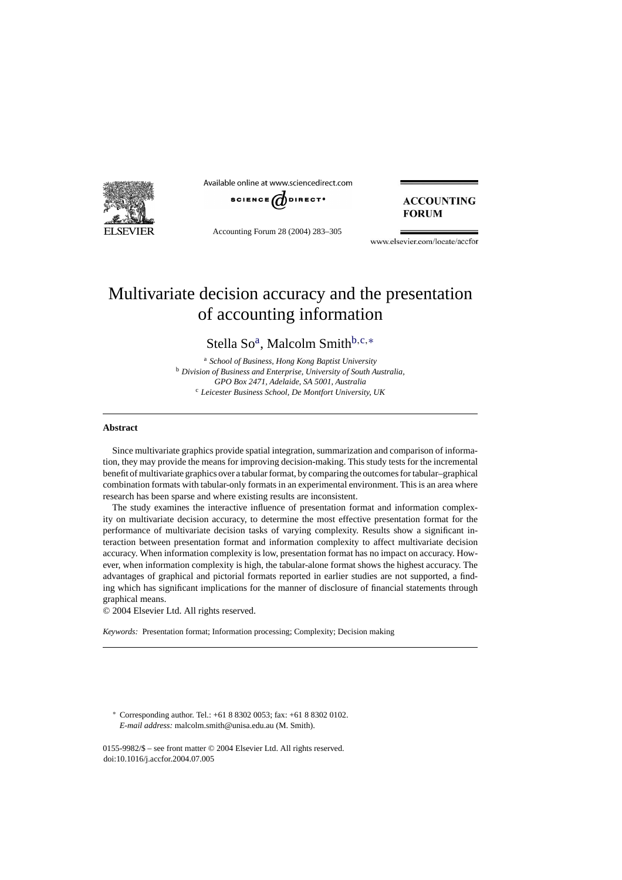# Multivariate decision accuracy and the presentation of accounting information

Stella So[a], Malcolm Smith[b,c,*]

[a] *School of Business, Hong Kong Baptist University*
[b] *Division of Business and Enterprise, University of South Australia, GPO Box 2471, Adelaide, SA 5001, Australia*
[c] *Leicester Business School, De Montfort University, UK*

## Abstract

Since multivariate graphics provide spatial integration, summarization and comparison of information, they may provide the means for improving decision-making. This study tests for the incremental benefit of multivariate graphics over a tabular format, by comparing the outcomes for tabular–graphical combination formats with tabular-only formats in an experimental environment. This is an area where research has been sparse and where existing results are inconsistent.

The study examines the interactive influence of presentation format and information complexity on multivariate decision accuracy, to determine the most effective presentation format for the performance of multivariate decision tasks of varying complexity. Results show a significant interaction between presentation format and information complexity to affect multivariate decision accuracy. When information complexity is low, presentation format has no impact on accuracy. However, when information complexity is high, the tabular-alone format shows the highest accuracy. The advantages of graphical and pictorial formats reported in earlier studies are not supported, a finding which has significant implications for the manner of disclosure of financial statements through graphical means.

© 2004 Elsevier Ltd. All rights reserved.

*Keywords:* Presentation format; Information processing; Complexity; Decision making

---

\* Corresponding author. Tel.: +61 8 8302 0053; fax: +61 8 8302 0102.
*E-mail address:* malcolm.smith@unisa.edu.au (M. Smith).

0155-9982/$ – see front matter © 2004 Elsevier Ltd. All rights reserved.
doi:10.1016/j.accfor.2004.07.005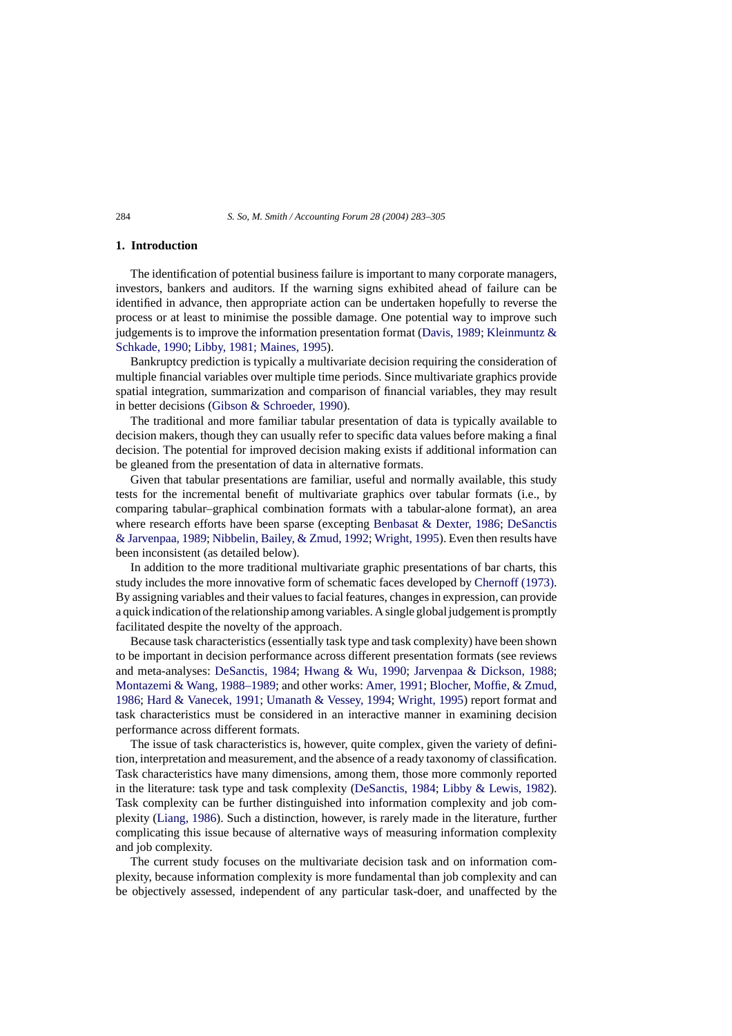## 1. Introduction

The identification of potential business failure is important to many corporate managers, investors, bankers and auditors. If the warning signs exhibited ahead of failure can be identified in advance, then appropriate action can be undertaken hopefully to reverse the process or at least to minimise the possible damage. One potential way to improve such judgements is to improve the information presentation format (Davis, 1989; Kleinmuntz & Schkade, 1990; Libby, 1981; Maines, 1995).

Bankruptcy prediction is typically a multivariate decision requiring the consideration of multiple financial variables over multiple time periods. Since multivariate graphics provide spatial integration, summarization and comparison of financial variables, they may result in better decisions (Gibson & Schroeder, 1990).

The traditional and more familiar tabular presentation of data is typically available to decision makers, though they can usually refer to specific data values before making a final decision. The potential for improved decision making exists if additional information can be gleaned from the presentation of data in alternative formats.

Given that tabular presentations are familiar, useful and normally available, this study tests for the incremental benefit of multivariate graphics over tabular formats (i.e., by comparing tabular–graphical combination formats with a tabular-alone format), an area where research efforts have been sparse (excepting Benbasat & Dexter, 1986; DeSanctis & Jarvenpaa, 1989; Nibbelin, Bailey, & Zmud, 1992; Wright, 1995). Even then results have been inconsistent (as detailed below).

In addition to the more traditional multivariate graphic presentations of bar charts, this study includes the more innovative form of schematic faces developed by Chernoff (1973). By assigning variables and their values to facial features, changes in expression, can provide a quick indication of the relationship among variables. A single global judgement is promptly facilitated despite the novelty of the approach.

Because task characteristics (essentially task type and task complexity) have been shown to be important in decision performance across different presentation formats (see reviews and meta-analyses: DeSanctis, 1984; Hwang & Wu, 1990; Jarvenpaa & Dickson, 1988; Montazemi & Wang, 1988–1989; and other works: Amer, 1991; Blocher, Moffie, & Zmud, 1986; Hard & Vanecek, 1991; Umanath & Vessey, 1994; Wright, 1995) report format and task characteristics must be considered in an interactive manner in examining decision performance across different formats.

The issue of task characteristics is, however, quite complex, given the variety of definition, interpretation and measurement, and the absence of a ready taxonomy of classification. Task characteristics have many dimensions, among them, those more commonly reported in the literature: task type and task complexity (DeSanctis, 1984; Libby & Lewis, 1982). Task complexity can be further distinguished into information complexity and job complexity (Liang, 1986). Such a distinction, however, is rarely made in the literature, further complicating this issue because of alternative ways of measuring information complexity and job complexity.

The current study focuses on the multivariate decision task and on information complexity, because information complexity is more fundamental than job complexity and can be objectively assessed, independent of any particular task-doer, and unaffected by the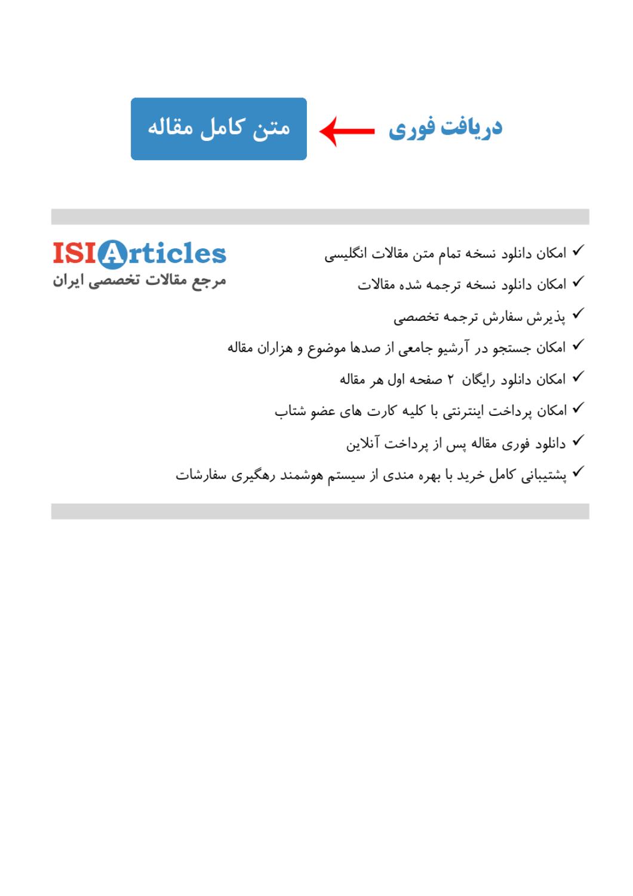دریافت فوری ← متن کامل مقاله

**ISIArticles**
مرجع مقالات تخصصی ایران

- ✓ امکان دانلود نسخه تمام متن مقالات انگلیسی
- ✓ امکان دانلود نسخه ترجمه شده مقالات
- ✓ پذیرش سفارش ترجمه تخصصی
- ✓ امکان جستجو در آرشیو جامعی از صدها موضوع و هزاران مقاله
- ✓ امکان دانلود رایگان ۲ صفحه اول هر مقاله
- ✓ امکان پرداخت اینترنتی با کلیه کارت های عضو شتاب
- ✓ دانلود فوری مقاله پس از پرداخت آنلاین
- ✓ پشتیبانی کامل خرید با بهره مندی از سیستم هوشمند رهگیری سفارشات